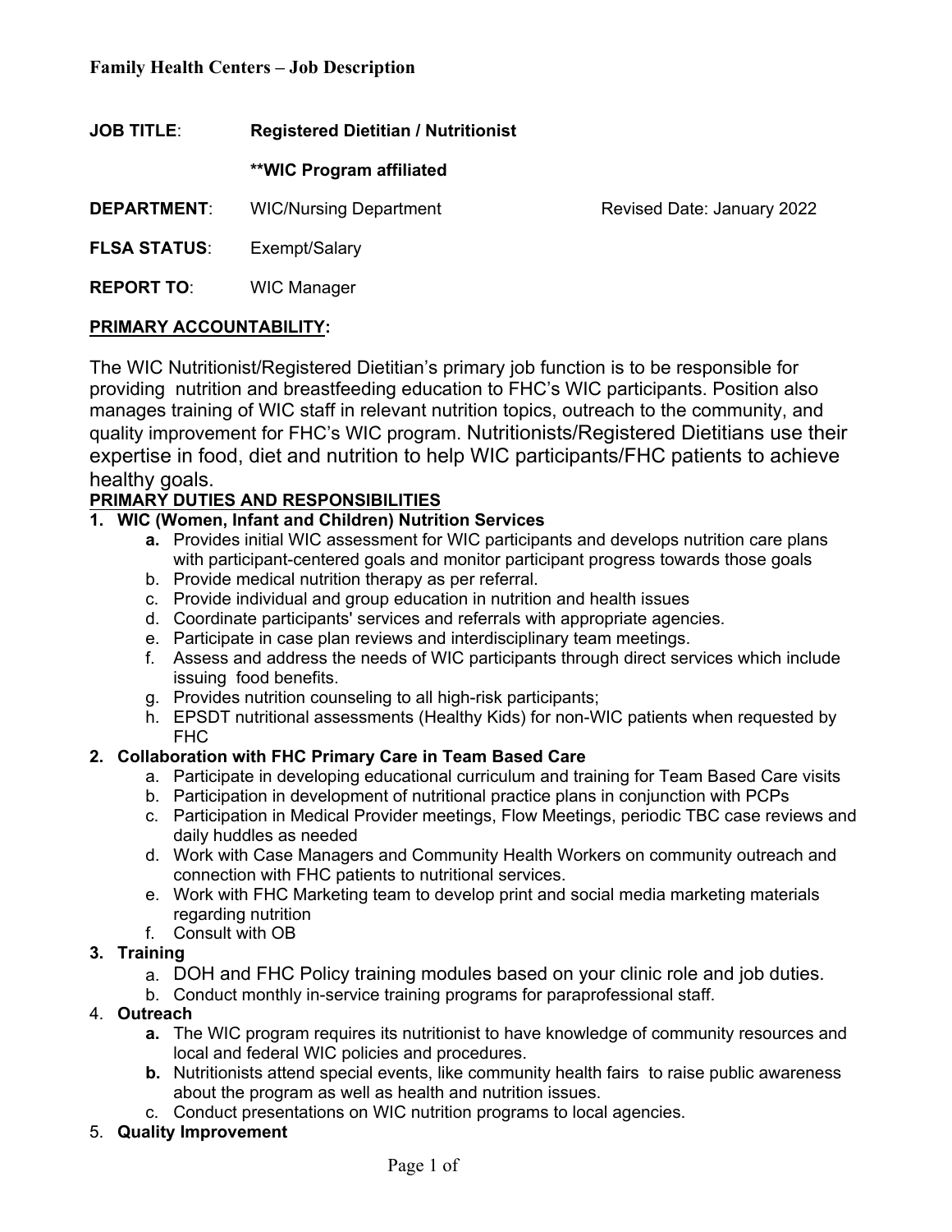**Family Health Centers – Job Description**

**JOB TITLE**: **Registered Dietitian / Nutritionist**

**\*\*WIC Program affiliated**

**DEPARTMENT**: WIC/Nursing Department Revised Date: January 2022

**FLSA STATUS**: Exempt/Salary

**REPORT TO**: WIC Manager

## PRIMARY ACCOUNTABILITY:

The WIC Nutritionist/Registered Dietitian's primary job function is to be responsible for providing nutrition and breastfeeding education to FHC's WIC participants. Position also manages training of WIC staff in relevant nutrition topics, outreach to the community, and quality improvement for FHC's WIC program. Nutritionists/Registered Dietitians use their expertise in food, diet and nutrition to help WIC participants/FHC patients to achieve healthy goals.

## PRIMARY DUTIES AND RESPONSIBILITIES

1. **WIC (Women, Infant and Children) Nutrition Services**
   - **a.** Provides initial WIC assessment for WIC participants and develops nutrition care plans with participant-centered goals and monitor participant progress towards those goals
   - b. Provide medical nutrition therapy as per referral.
   - c. Provide individual and group education in nutrition and health issues
   - d. Coordinate participants' services and referrals with appropriate agencies.
   - e. Participate in case plan reviews and interdisciplinary team meetings.
   - f. Assess and address the needs of WIC participants through direct services which include issuing food benefits.
   - g. Provides nutrition counseling to all high-risk participants;
   - h. EPSDT nutritional assessments (Healthy Kids) for non-WIC patients when requested by FHC
2. **Collaboration with FHC Primary Care in Team Based Care**
   - a. Participate in developing educational curriculum and training for Team Based Care visits
   - b. Participation in development of nutritional practice plans in conjunction with PCPs
   - c. Participation in Medical Provider meetings, Flow Meetings, periodic TBC case reviews and daily huddles as needed
   - d. Work with Case Managers and Community Health Workers on community outreach and connection with FHC patients to nutritional services.
   - e. Work with FHC Marketing team to develop print and social media marketing materials regarding nutrition
   - f. Consult with OB
3. **Training**
   - a. DOH and FHC Policy training modules based on your clinic role and job duties.
   - b. Conduct monthly in-service training programs for paraprofessional staff.
4. **Outreach**
   - **a.** The WIC program requires its nutritionist to have knowledge of community resources and local and federal WIC policies and procedures.
   - **b.** Nutritionists attend special events, like community health fairs to raise public awareness about the program as well as health and nutrition issues.
   - c. Conduct presentations on WIC nutrition programs to local agencies.
5. **Quality Improvement**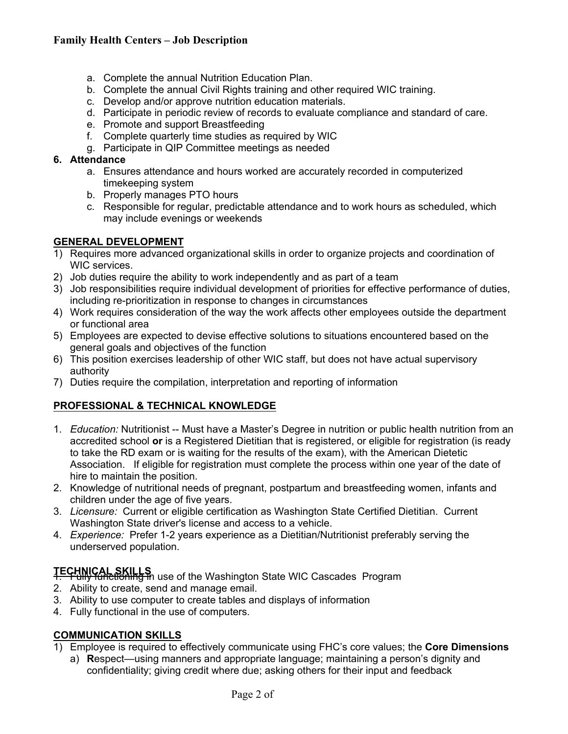a. Complete the annual Nutrition Education Plan.
b. Complete the annual Civil Rights training and other required WIC training.
c. Develop and/or approve nutrition education materials.
d. Participate in periodic review of records to evaluate compliance and standard of care.
e. Promote and support Breastfeeding
f. Complete quarterly time studies as required by WIC
g. Participate in QIP Committee meetings as needed

**6. Attendance**

a. Ensures attendance and hours worked are accurately recorded in computerized timekeeping system
b. Properly manages PTO hours
c. Responsible for regular, predictable attendance and to work hours as scheduled, which may include evenings or weekends

## GENERAL DEVELOPMENT

1) Requires more advanced organizational skills in order to organize projects and coordination of WIC services.
2) Job duties require the ability to work independently and as part of a team
3) Job responsibilities require individual development of priorities for effective performance of duties, including re-prioritization in response to changes in circumstances
4) Work requires consideration of the way the work affects other employees outside the department or functional area
5) Employees are expected to devise effective solutions to situations encountered based on the general goals and objectives of the function
6) This position exercises leadership of other WIC staff, but does not have actual supervisory authority
7) Duties require the compilation, interpretation and reporting of information

## PROFESSIONAL & TECHNICAL KNOWLEDGE

1. *Education:* Nutritionist -- Must have a Master's Degree in nutrition or public health nutrition from an accredited school **or** is a Registered Dietitian that is registered, or eligible for registration (is ready to take the RD exam or is waiting for the results of the exam), with the American Dietetic Association. If eligible for registration must complete the process within one year of the date of hire to maintain the position.
2. Knowledge of nutritional needs of pregnant, postpartum and breastfeeding women, infants and children under the age of five years.
3. *Licensure:* Current or eligible certification as Washington State Certified Dietitian. Current Washington State driver's license and access to a vehicle.
4. *Experience:* Prefer 1-2 years experience as a Dietitian/Nutritionist preferably serving the underserved population.

## TECHNICAL SKILLS

1. Fully functioning in use of the Washington State WIC Cascades Program
2. Ability to create, send and manage email.
3. Ability to use computer to create tables and displays of information
4. Fully functional in the use of computers.

## COMMUNICATION SKILLS

1) Employee is required to effectively communicate using FHC's core values; the **Core Dimensions**
   a) **R**espect—using manners and appropriate language; maintaining a person's dignity and confidentiality; giving credit where due; asking others for their input and feedback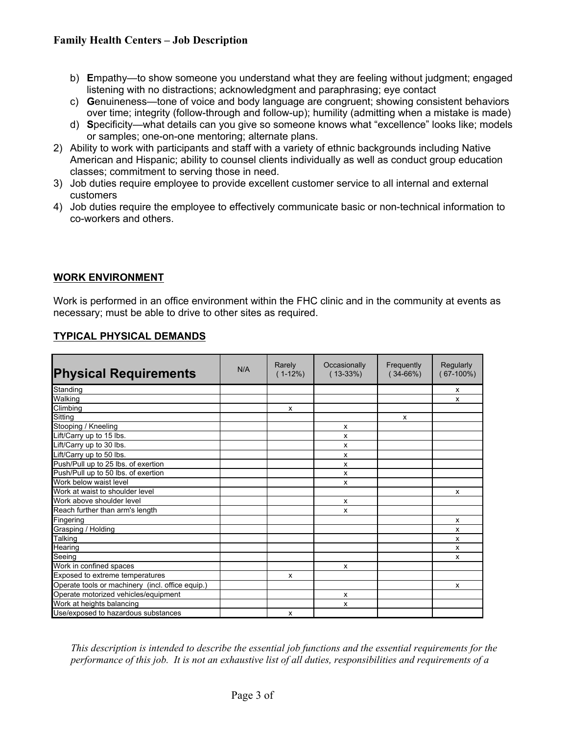b) **E**mpathy—to show someone you understand what they are feeling without judgment; engaged listening with no distractions; acknowledgment and paraphrasing; eye contact
c) **G**enuineness—tone of voice and body language are congruent; showing consistent behaviors over time; integrity (follow-through and follow-up); humility (admitting when a mistake is made)
d) **S**pecificity—what details can you give so someone knows what "excellence" looks like; models or samples; one-on-one mentoring; alternate plans.

2) Ability to work with participants and staff with a variety of ethnic backgrounds including Native American and Hispanic; ability to counsel clients individually as well as conduct group education classes; commitment to serving those in need.
3) Job duties require employee to provide excellent customer service to all internal and external customers
4) Job duties require the employee to effectively communicate basic or non-technical information to co-workers and others.

## WORK ENVIRONMENT

Work is performed in an office environment within the FHC clinic and in the community at events as necessary; must be able to drive to other sites as required.

## TYPICAL PHYSICAL DEMANDS

| Physical Requirements | N/A | Rarely (1-12%) | Occasionally (13-33%) | Frequently (34-66%) | Regularly (67-100%) |
|---|---|---|---|---|---|
| Standing | | | | | x |
| Walking | | | | | x |
| Climbing | | x | | | |
| Sitting | | | | x | |
| Stooping / Kneeling | | | x | | |
| Lift/Carry up to 15 lbs. | | | x | | |
| Lift/Carry up to 30 lbs. | | | x | | |
| Lift/Carry up to 50 lbs. | | | x | | |
| Push/Pull up to 25 lbs. of exertion | | | x | | |
| Push/Pull up to 50 lbs. of exertion | | | x | | |
| Work below waist level | | | x | | |
| Work at waist to shoulder level | | | | | x |
| Work above shoulder level | | | x | | |
| Reach further than arm's length | | | x | | |
| Fingering | | | | | x |
| Grasping / Holding | | | | | x |
| Talking | | | | | x |
| Hearing | | | | | x |
| Seeing | | | | | x |
| Work in confined spaces | | | x | | |
| Exposed to extreme temperatures | | x | | | |
| Operate tools or machinery (incl. office equip.) | | | | | x |
| Operate motorized vehicles/equipment | | | x | | |
| Work at heights balancing | | | x | | |
| Use/exposed to hazardous substances | | x | | | |

*This description is intended to describe the essential job functions and the essential requirements for the performance of this job. It is not an exhaustive list of all duties, responsibilities and requirements of a*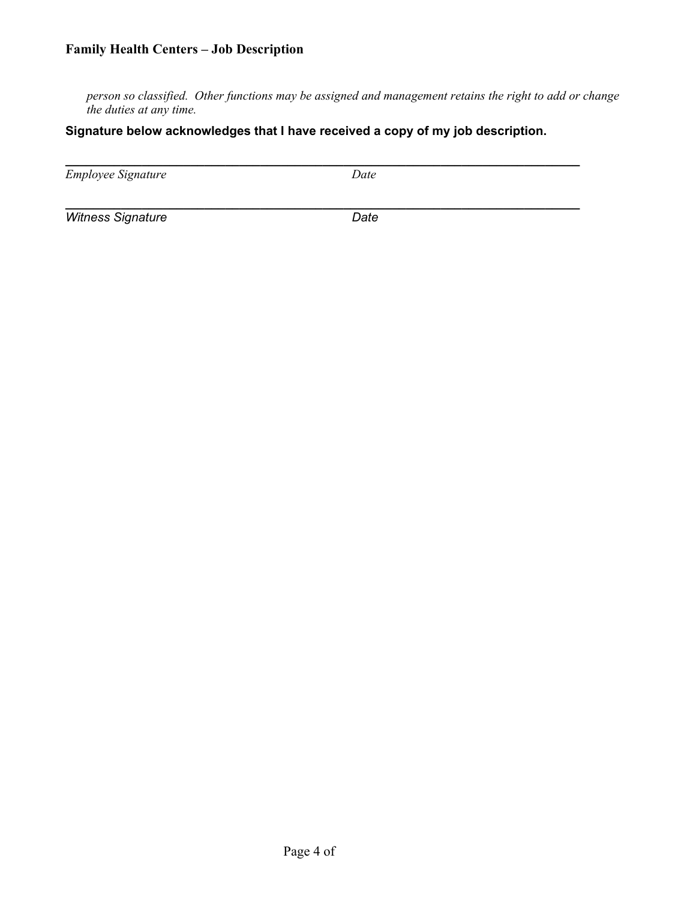*person so classified. Other functions may be assigned and management retains the right to add or change the duties at any time.*

**Signature below acknowledges that I have received a copy of my job description.**

______________________________________________________________________

*Employee Signature* *Date*

______________________________________________________________________

*Witness Signature* *Date*